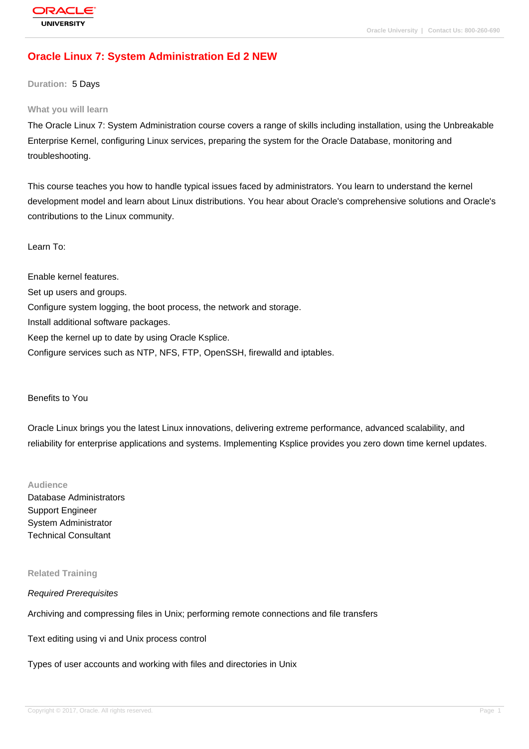# Oracle Linux 7: System Administration Ed 2 NEW

**Duration:** 5 Days

## What you will learn

The Oracle Linux 7: System Administration course covers a range of skills including installation, using the Unbreakable Enterprise Kernel, configuring Linux services, preparing the system for the Oracle Database, monitoring and troubleshooting.

This course teaches you how to handle typical issues faced by administrators. You learn to understand the kernel development model and learn about Linux distributions. You hear about Oracle's comprehensive solutions and Oracle's contributions to the Linux community.

Learn To:

Enable kernel features.
Set up users and groups.
Configure system logging, the boot process, the network and storage.
Install additional software packages.
Keep the kernel up to date by using Oracle Ksplice.
Configure services such as NTP, NFS, FTP, OpenSSH, firewalld and iptables.

Benefits to You

Oracle Linux brings you the latest Linux innovations, delivering extreme performance, advanced scalability, and reliability for enterprise applications and systems. Implementing Ksplice provides you zero down time kernel updates.

## Audience

Database Administrators
Support Engineer
System Administrator
Technical Consultant

## Related Training

*Required Prerequisites*

Archiving and compressing files in Unix; performing remote connections and file transfers

Text editing using vi and Unix process control

Types of user accounts and working with files and directories in Unix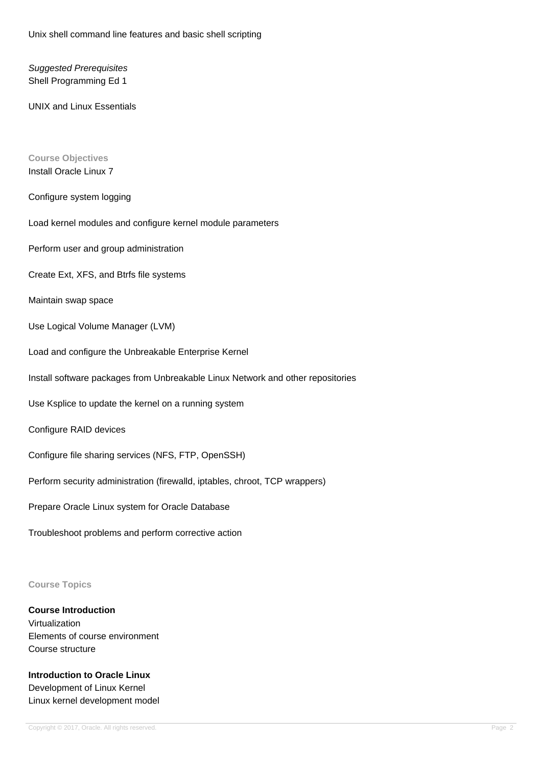Unix shell command line features and basic shell scripting

*Suggested Prerequisites*
Shell Programming Ed 1

UNIX and Linux Essentials

**Course Objectives**

Install Oracle Linux 7

Configure system logging

Load kernel modules and configure kernel module parameters

Perform user and group administration

Create Ext, XFS, and Btrfs file systems

Maintain swap space

Use Logical Volume Manager (LVM)

Load and configure the Unbreakable Enterprise Kernel

Install software packages from Unbreakable Linux Network and other repositories

Use Ksplice to update the kernel on a running system

Configure RAID devices

Configure file sharing services (NFS, FTP, OpenSSH)

Perform security administration (firewalld, iptables, chroot, TCP wrappers)

Prepare Oracle Linux system for Oracle Database

Troubleshoot problems and perform corrective action

**Course Topics**

**Course Introduction**
Virtualization
Elements of course environment
Course structure

**Introduction to Oracle Linux**
Development of Linux Kernel
Linux kernel development model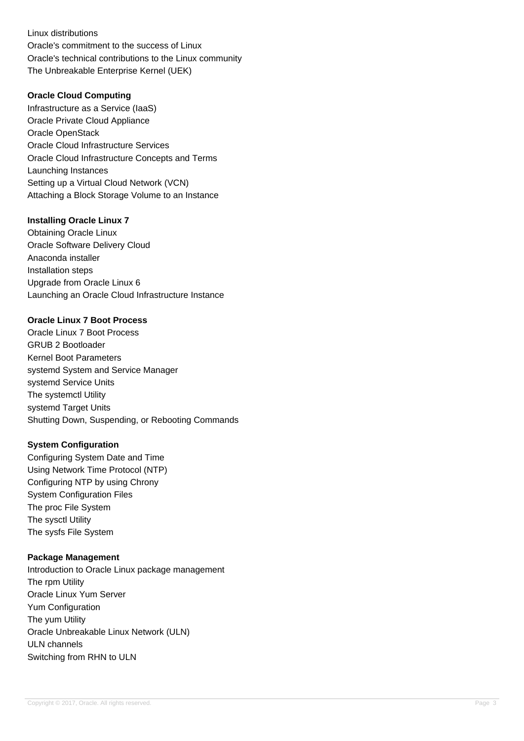Linux distributions
Oracle's commitment to the success of Linux
Oracle's technical contributions to the Linux community
The Unbreakable Enterprise Kernel (UEK)

**Oracle Cloud Computing**

Infrastructure as a Service (IaaS)
Oracle Private Cloud Appliance
Oracle OpenStack
Oracle Cloud Infrastructure Services
Oracle Cloud Infrastructure Concepts and Terms
Launching Instances
Setting up a Virtual Cloud Network (VCN)
Attaching a Block Storage Volume to an Instance

**Installing Oracle Linux 7**

Obtaining Oracle Linux
Oracle Software Delivery Cloud
Anaconda installer
Installation steps
Upgrade from Oracle Linux 6
Launching an Oracle Cloud Infrastructure Instance

**Oracle Linux 7 Boot Process**

Oracle Linux 7 Boot Process
GRUB 2 Bootloader
Kernel Boot Parameters
systemd System and Service Manager
systemd Service Units
The systemctl Utility
systemd Target Units
Shutting Down, Suspending, or Rebooting Commands

**System Configuration**

Configuring System Date and Time
Using Network Time Protocol (NTP)
Configuring NTP by using Chrony
System Configuration Files
The proc File System
The sysctl Utility
The sysfs File System

**Package Management**

Introduction to Oracle Linux package management
The rpm Utility
Oracle Linux Yum Server
Yum Configuration
The yum Utility
Oracle Unbreakable Linux Network (ULN)
ULN channels
Switching from RHN to ULN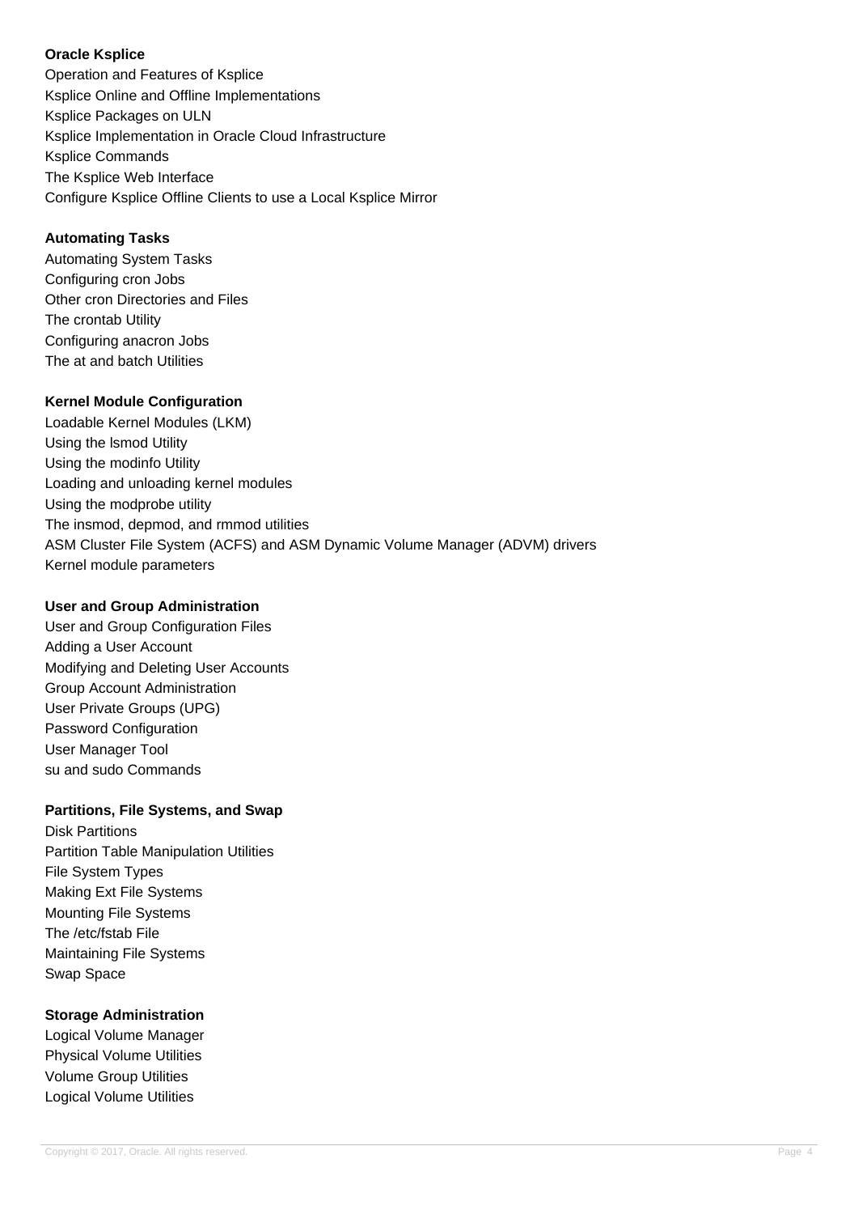**Oracle Ksplice**

Operation and Features of Ksplice
Ksplice Online and Offline Implementations
Ksplice Packages on ULN
Ksplice Implementation in Oracle Cloud Infrastructure
Ksplice Commands
The Ksplice Web Interface
Configure Ksplice Offline Clients to use a Local Ksplice Mirror

**Automating Tasks**

Automating System Tasks
Configuring cron Jobs
Other cron Directories and Files
The crontab Utility
Configuring anacron Jobs
The at and batch Utilities

**Kernel Module Configuration**

Loadable Kernel Modules (LKM)
Using the lsmod Utility
Using the modinfo Utility
Loading and unloading kernel modules
Using the modprobe utility
The insmod, depmod, and rmmod utilities
ASM Cluster File System (ACFS) and ASM Dynamic Volume Manager (ADVM) drivers
Kernel module parameters

**User and Group Administration**

User and Group Configuration Files
Adding a User Account
Modifying and Deleting User Accounts
Group Account Administration
User Private Groups (UPG)
Password Configuration
User Manager Tool
su and sudo Commands

**Partitions, File Systems, and Swap**

Disk Partitions
Partition Table Manipulation Utilities
File System Types
Making Ext File Systems
Mounting File Systems
The /etc/fstab File
Maintaining File Systems
Swap Space

**Storage Administration**

Logical Volume Manager
Physical Volume Utilities
Volume Group Utilities
Logical Volume Utilities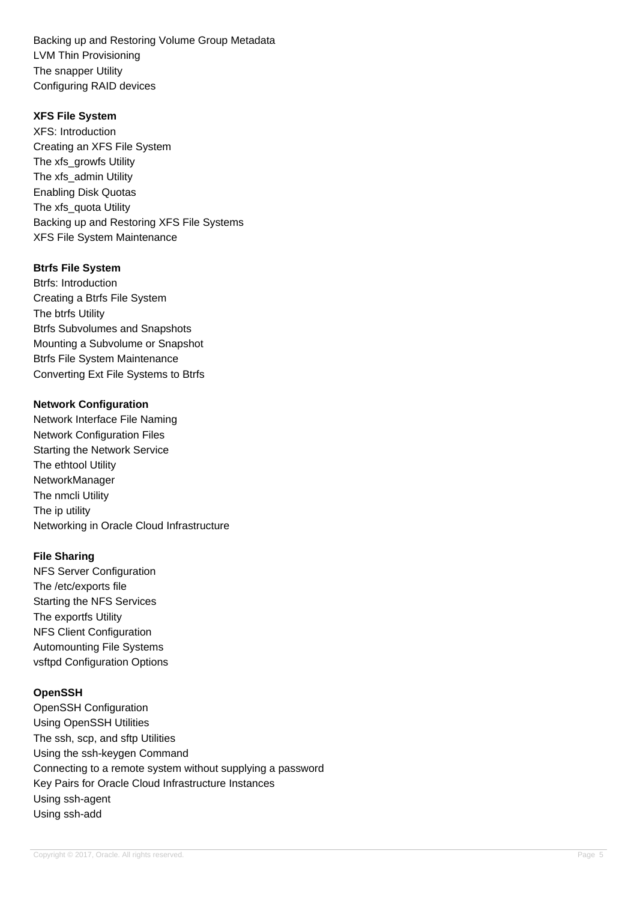Backing up and Restoring Volume Group Metadata
LVM Thin Provisioning
The snapper Utility
Configuring RAID devices

**XFS File System**

XFS: Introduction
Creating an XFS File System
The xfs_growfs Utility
The xfs_admin Utility
Enabling Disk Quotas
The xfs_quota Utility
Backing up and Restoring XFS File Systems
XFS File System Maintenance

**Btrfs File System**

Btrfs: Introduction
Creating a Btrfs File System
The btrfs Utility
Btrfs Subvolumes and Snapshots
Mounting a Subvolume or Snapshot
Btrfs File System Maintenance
Converting Ext File Systems to Btrfs

**Network Configuration**

Network Interface File Naming
Network Configuration Files
Starting the Network Service
The ethtool Utility
NetworkManager
The nmcli Utility
The ip utility
Networking in Oracle Cloud Infrastructure

**File Sharing**

NFS Server Configuration
The /etc/exports file
Starting the NFS Services
The exportfs Utility
NFS Client Configuration
Automounting File Systems
vsftpd Configuration Options

**OpenSSH**

OpenSSH Configuration
Using OpenSSH Utilities
The ssh, scp, and sftp Utilities
Using the ssh-keygen Command
Connecting to a remote system without supplying a password
Key Pairs for Oracle Cloud Infrastructure Instances
Using ssh-agent
Using ssh-add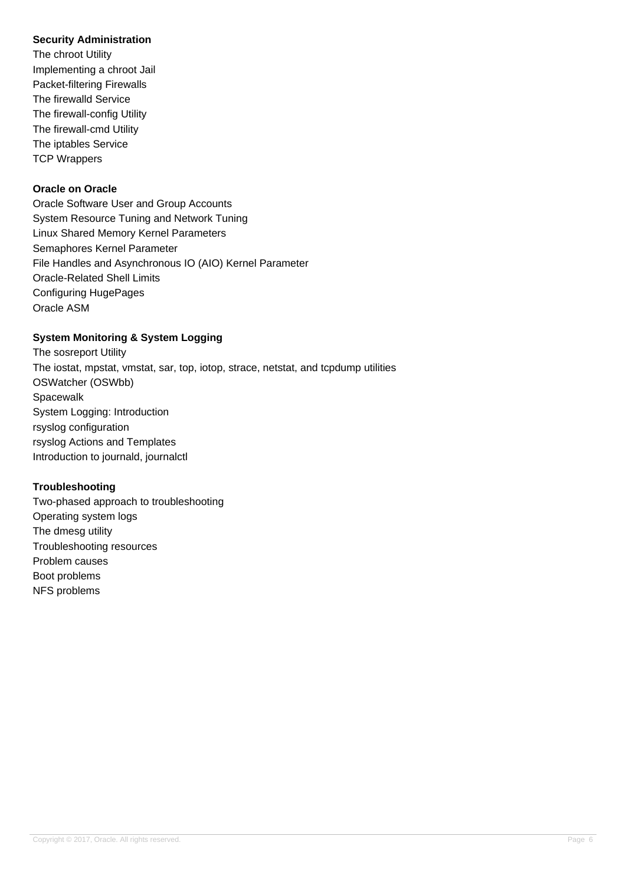**Security Administration**

The chroot Utility
Implementing a chroot Jail
Packet-filtering Firewalls
The firewalld Service
The firewall-config Utility
The firewall-cmd Utility
The iptables Service
TCP Wrappers

**Oracle on Oracle**

Oracle Software User and Group Accounts
System Resource Tuning and Network Tuning
Linux Shared Memory Kernel Parameters
Semaphores Kernel Parameter
File Handles and Asynchronous IO (AIO) Kernel Parameter
Oracle-Related Shell Limits
Configuring HugePages
Oracle ASM

**System Monitoring & System Logging**

The sosreport Utility
The iostat, mpstat, vmstat, sar, top, iotop, strace, netstat, and tcpdump utilities
OSWatcher (OSWbb)
Spacewalk
System Logging: Introduction
rsyslog configuration
rsyslog Actions and Templates
Introduction to journald, journalctl

**Troubleshooting**

Two-phased approach to troubleshooting
Operating system logs
The dmesg utility
Troubleshooting resources
Problem causes
Boot problems
NFS problems